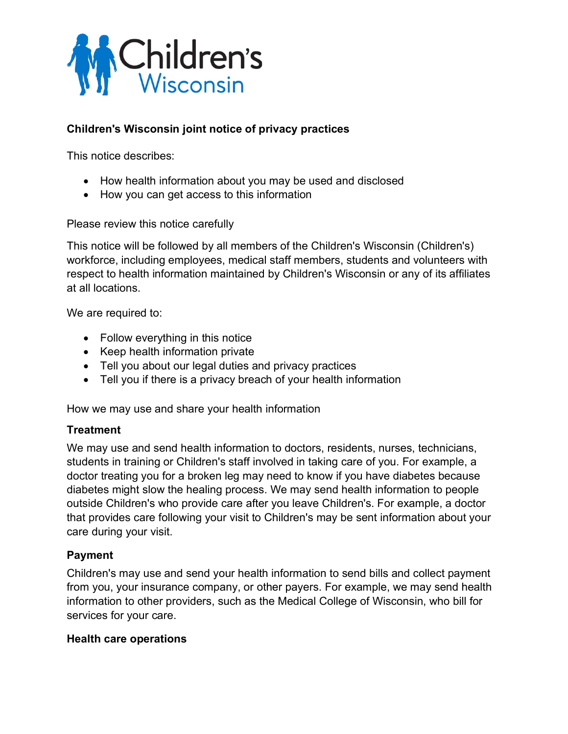# Children's Wisconsin joint notice of privacy practices

This notice describes:

- How health information about you may be used and disclosed
- How you can get access to this information

Please review this notice carefully

This notice will be followed by all members of the Children's Wisconsin (Children's) workforce, including employees, medical staff members, students and volunteers with respect to health information maintained by Children's Wisconsin or any of its affiliates at all locations.

We are required to:

- Follow everything in this notice
- Keep health information private
- Tell you about our legal duties and privacy practices
- Tell you if there is a privacy breach of your health information

How we may use and share your health information

### Treatment

We may use and send health information to doctors, residents, nurses, technicians, students in training or Children's staff involved in taking care of you. For example, a doctor treating you for a broken leg may need to know if you have diabetes because diabetes might slow the healing process. We may send health information to people outside Children's who provide care after you leave Children's. For example, a doctor that provides care following your visit to Children's may be sent information about your care during your visit.

### Payment

Children's may use and send your health information to send bills and collect payment from you, your insurance company, or other payers. For example, we may send health information to other providers, such as the Medical College of Wisconsin, who bill for services for your care.

### Health care operations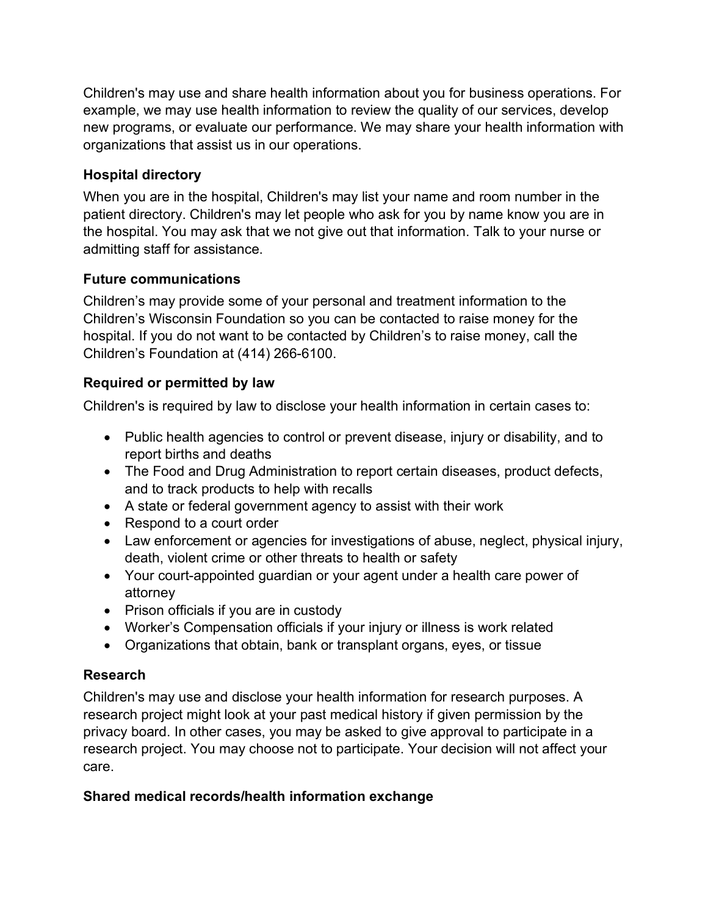Children's may use and share health information about you for business operations. For example, we may use health information to review the quality of our services, develop new programs, or evaluate our performance. We may share your health information with organizations that assist us in our operations.

### Hospital directory

When you are in the hospital, Children's may list your name and room number in the patient directory. Children's may let people who ask for you by name know you are in the hospital. You may ask that we not give out that information. Talk to your nurse or admitting staff for assistance.

### Future communications

Children’s may provide some of your personal and treatment information to the Children’s Wisconsin Foundation so you can be contacted to raise money for the hospital. If you do not want to be contacted by Children’s to raise money, call the Children’s Foundation at (414) 266-6100.

### Required or permitted by law

Children's is required by law to disclose your health information in certain cases to:

- Public health agencies to control or prevent disease, injury or disability, and to report births and deaths
- The Food and Drug Administration to report certain diseases, product defects, and to track products to help with recalls
- A state or federal government agency to assist with their work
- Respond to a court order
- Law enforcement or agencies for investigations of abuse, neglect, physical injury, death, violent crime or other threats to health or safety
- Your court-appointed guardian or your agent under a health care power of attorney
- Prison officials if you are in custody
- Worker’s Compensation officials if your injury or illness is work related
- Organizations that obtain, bank or transplant organs, eyes, or tissue

### Research

Children's may use and disclose your health information for research purposes. A research project might look at your past medical history if given permission by the privacy board. In other cases, you may be asked to give approval to participate in a research project. You may choose not to participate. Your decision will not affect your care.

### Shared medical records/health information exchange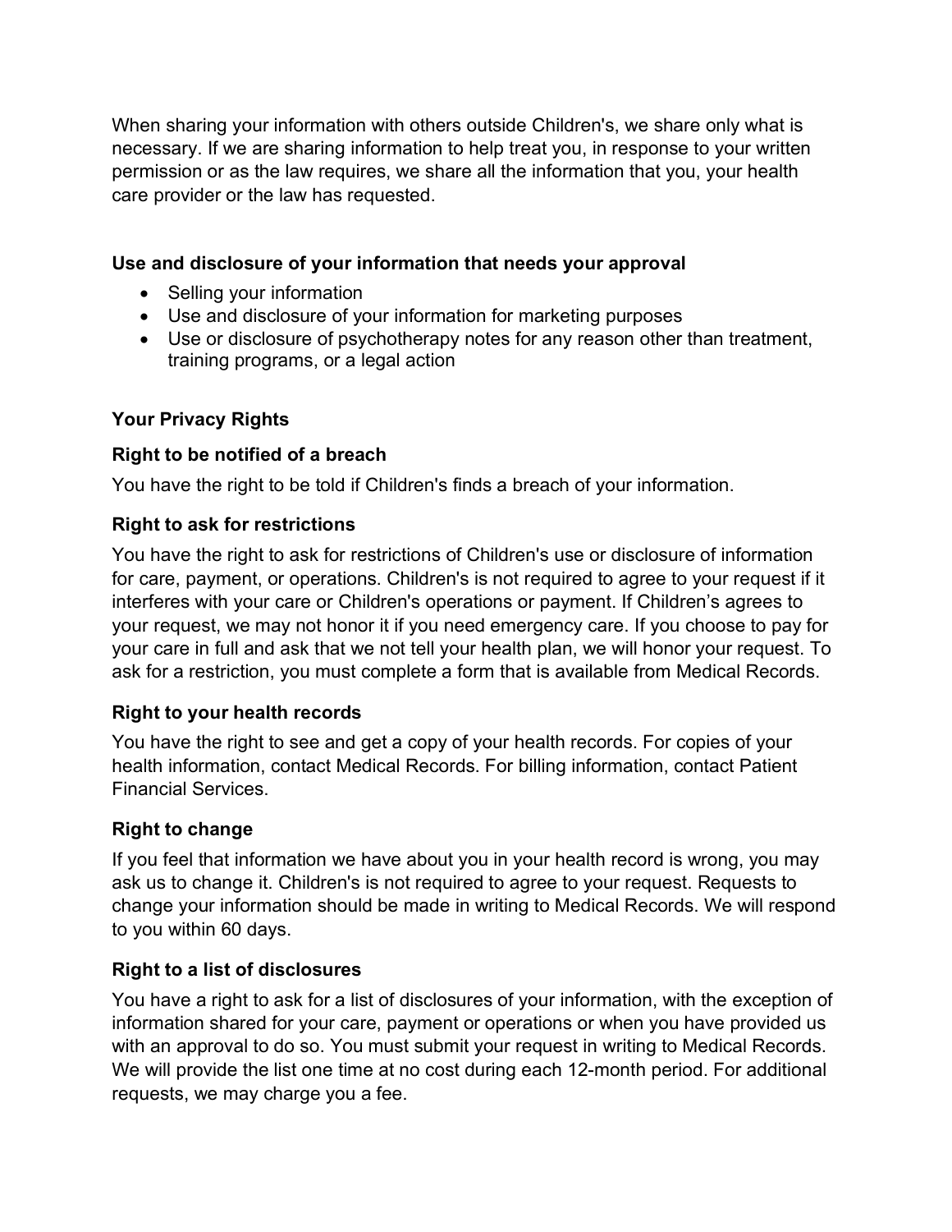When sharing your information with others outside Children's, we share only what is necessary. If we are sharing information to help treat you, in response to your written permission or as the law requires, we share all the information that you, your health care provider or the law has requested.

### Use and disclosure of your information that needs your approval

- Selling your information
- Use and disclosure of your information for marketing purposes
- Use or disclosure of psychotherapy notes for any reason other than treatment, training programs, or a legal action

## Your Privacy Rights

### Right to be notified of a breach

You have the right to be told if Children's finds a breach of your information.

### Right to ask for restrictions

You have the right to ask for restrictions of Children's use or disclosure of information for care, payment, or operations. Children's is not required to agree to your request if it interferes with your care or Children's operations or payment. If Children's agrees to your request, we may not honor it if you need emergency care. If you choose to pay for your care in full and ask that we not tell your health plan, we will honor your request. To ask for a restriction, you must complete a form that is available from Medical Records.

### Right to your health records

You have the right to see and get a copy of your health records. For copies of your health information, contact Medical Records. For billing information, contact Patient Financial Services.

### Right to change

If you feel that information we have about you in your health record is wrong, you may ask us to change it. Children's is not required to agree to your request. Requests to change your information should be made in writing to Medical Records. We will respond to you within 60 days.

### Right to a list of disclosures

You have a right to ask for a list of disclosures of your information, with the exception of information shared for your care, payment or operations or when you have provided us with an approval to do so. You must submit your request in writing to Medical Records. We will provide the list one time at no cost during each 12-month period. For additional requests, we may charge you a fee.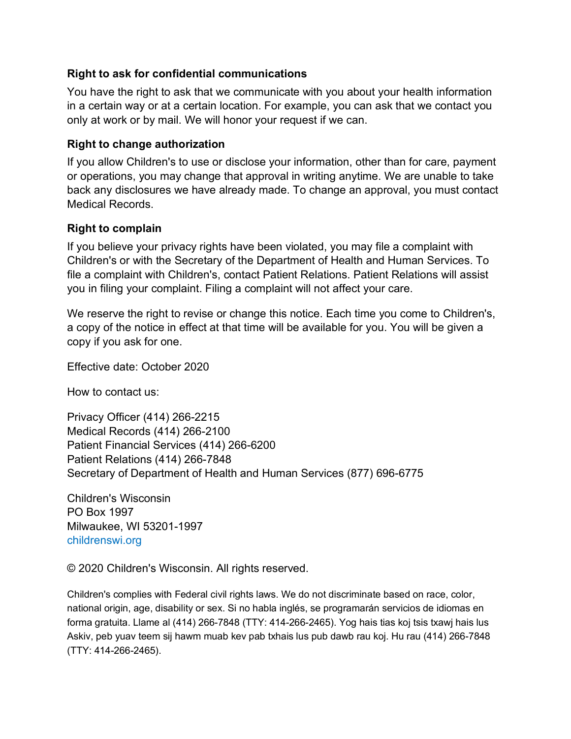### Right to ask for confidential communications

You have the right to ask that we communicate with you about your health information in a certain way or at a certain location. For example, you can ask that we contact you only at work or by mail. We will honor your request if we can.

### Right to change authorization

If you allow Children's to use or disclose your information, other than for care, payment or operations, you may change that approval in writing anytime. We are unable to take back any disclosures we have already made. To change an approval, you must contact Medical Records.

### Right to complain

If you believe your privacy rights have been violated, you may file a complaint with Children's or with the Secretary of the Department of Health and Human Services. To file a complaint with Children's, contact Patient Relations. Patient Relations will assist you in filing your complaint. Filing a complaint will not affect your care.

We reserve the right to revise or change this notice. Each time you come to Children's, a copy of the notice in effect at that time will be available for you. You will be given a copy if you ask for one.

Effective date: October 2020

How to contact us:

Privacy Officer (414) 266-2215
Medical Records (414) 266-2100
Patient Financial Services (414) 266-6200
Patient Relations (414) 266-7848
Secretary of Department of Health and Human Services (877) 696-6775

Children's Wisconsin
PO Box 1997
Milwaukee, WI 53201-1997
childrenswi.org

© 2020 Children's Wisconsin. All rights reserved.

Children's complies with Federal civil rights laws. We do not discriminate based on race, color, national origin, age, disability or sex. Si no habla inglés, se programarán servicios de idiomas en forma gratuita. Llame al (414) 266-7848 (TTY: 414-266-2465). Yog hais tias koj tsis txawj hais lus Askiv, peb yuav teem sij hawm muab kev pab txhais lus pub dawb rau koj. Hu rau (414) 266-7848 (TTY: 414-266-2465).